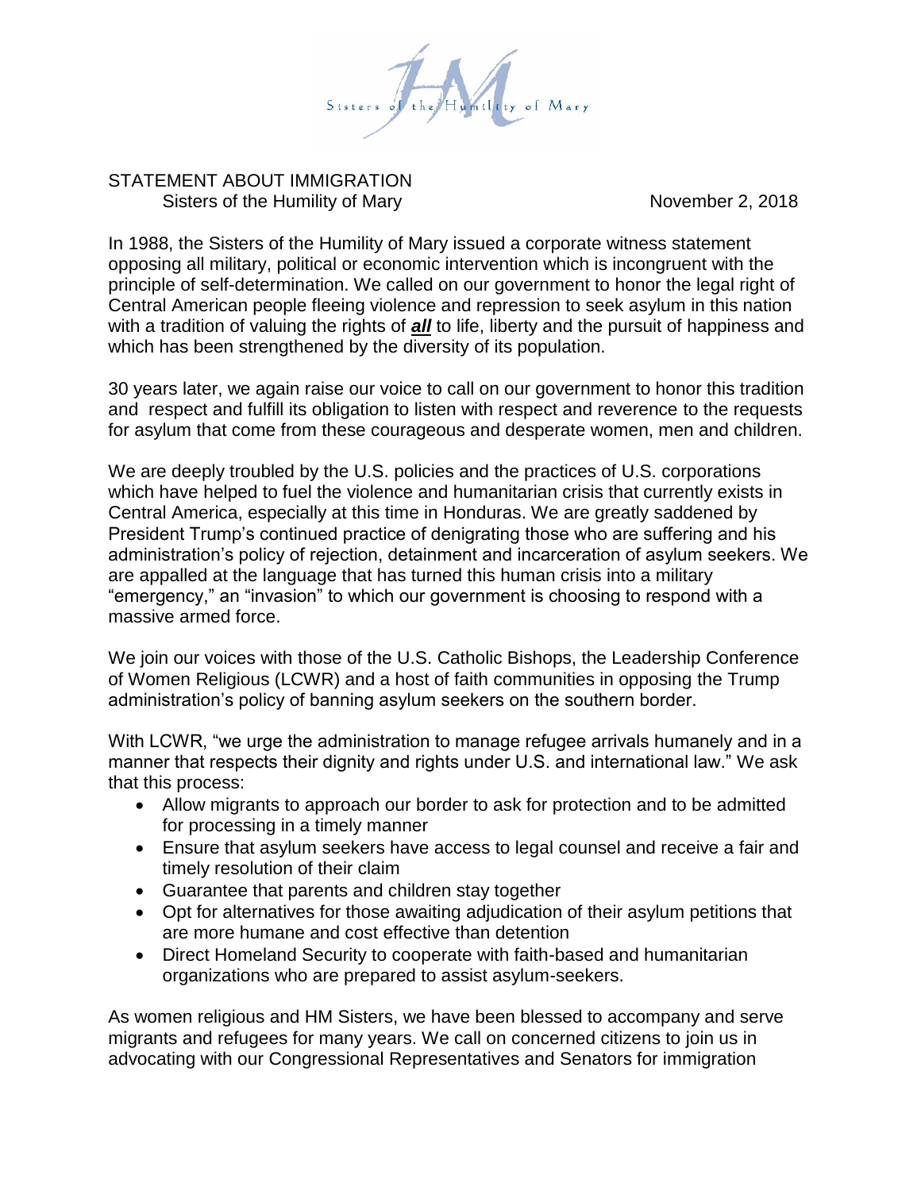Sisters of the Humility of Mary

STATEMENT ABOUT IMMIGRATION
Sisters of the Humility of Mary November 2, 2018

In 1988, the Sisters of the Humility of Mary issued a corporate witness statement opposing all military, political or economic intervention which is incongruent with the principle of self-determination. We called on our government to honor the legal right of Central American people fleeing violence and repression to seek asylum in this nation with a tradition of valuing the rights of ***all*** to life, liberty and the pursuit of happiness and which has been strengthened by the diversity of its population.

30 years later, we again raise our voice to call on our government to honor this tradition and respect and fulfill its obligation to listen with respect and reverence to the requests for asylum that come from these courageous and desperate women, men and children.

We are deeply troubled by the U.S. policies and the practices of U.S. corporations which have helped to fuel the violence and humanitarian crisis that currently exists in Central America, especially at this time in Honduras. We are greatly saddened by President Trump's continued practice of denigrating those who are suffering and his administration's policy of rejection, detainment and incarceration of asylum seekers. We are appalled at the language that has turned this human crisis into a military "emergency," an "invasion" to which our government is choosing to respond with a massive armed force.

We join our voices with those of the U.S. Catholic Bishops, the Leadership Conference of Women Religious (LCWR) and a host of faith communities in opposing the Trump administration's policy of banning asylum seekers on the southern border.

With LCWR, "we urge the administration to manage refugee arrivals humanely and in a manner that respects their dignity and rights under U.S. and international law." We ask that this process:

- Allow migrants to approach our border to ask for protection and to be admitted for processing in a timely manner
- Ensure that asylum seekers have access to legal counsel and receive a fair and timely resolution of their claim
- Guarantee that parents and children stay together
- Opt for alternatives for those awaiting adjudication of their asylum petitions that are more humane and cost effective than detention
- Direct Homeland Security to cooperate with faith-based and humanitarian organizations who are prepared to assist asylum-seekers.

As women religious and HM Sisters, we have been blessed to accompany and serve migrants and refugees for many years. We call on concerned citizens to join us in advocating with our Congressional Representatives and Senators for immigration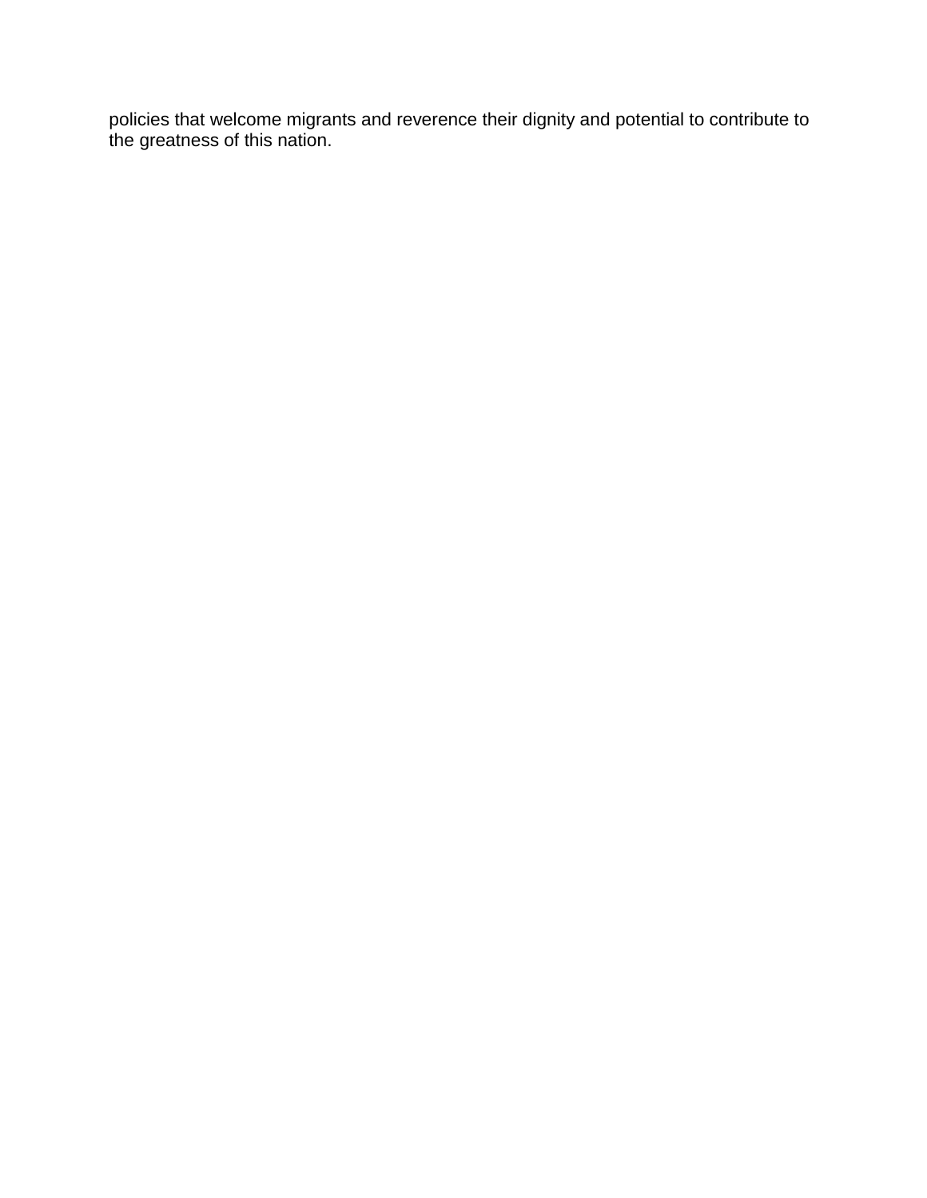policies that welcome migrants and reverence their dignity and potential to contribute to the greatness of this nation.